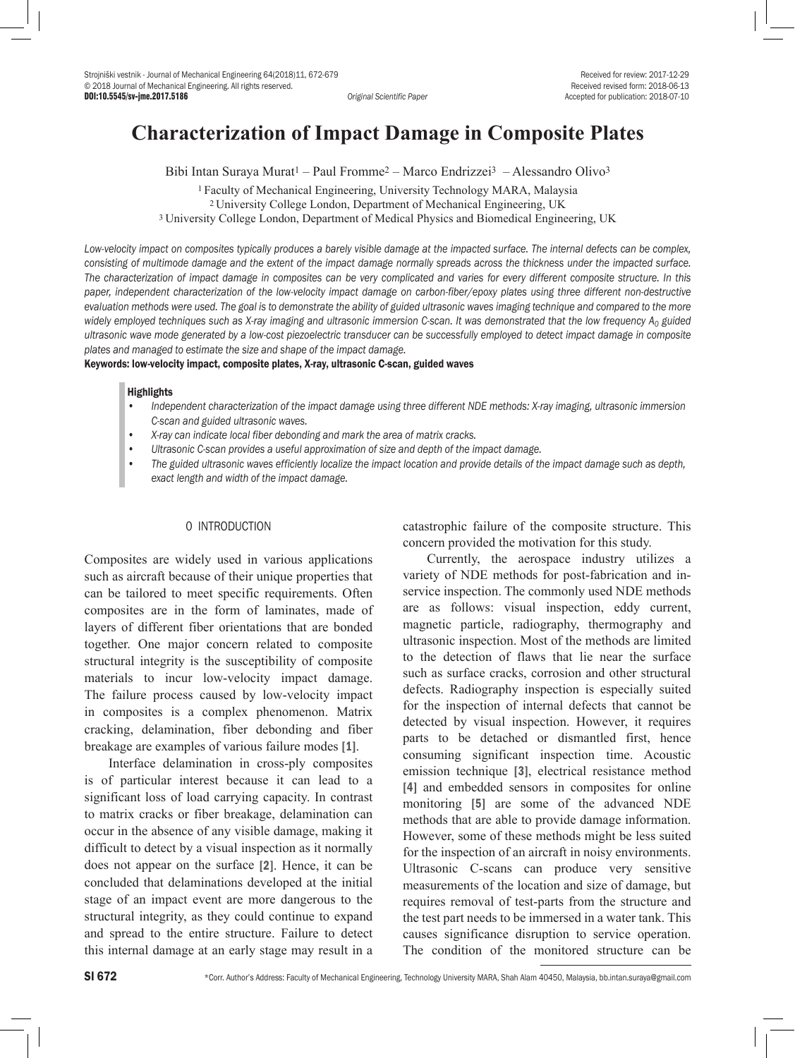# Characterization of Impact Damage in Composite Plates

Bibi Intan Suraya Murat[1] – Paul Fromme[2] – Marco Endrizzei[3] – Alessandro Olivo[3]

[1] Faculty of Mechanical Engineering, University Technology MARA, Malaysia
[2] University College London, Department of Mechanical Engineering, UK
[3] University College London, Department of Medical Physics and Biomedical Engineering, UK

*Low-velocity impact on composites typically produces a barely visible damage at the impacted surface. The internal defects can be complex, consisting of multimode damage and the extent of the impact damage normally spreads across the thickness under the impacted surface. The characterization of impact damage in composites can be very complicated and varies for every different composite structure. In this paper, independent characterization of the low-velocity impact damage on carbon-fiber/epoxy plates using three different non-destructive evaluation methods were used. The goal is to demonstrate the ability of guided ultrasonic waves imaging technique and compared to the more widely employed techniques such as X-ray imaging and ultrasonic immersion C-scan. It was demonstrated that the low frequency $A_0$ guided ultrasonic wave mode generated by a low-cost piezoelectric transducer can be successfully employed to detect impact damage in composite plates and managed to estimate the size and shape of the impact damage.*

**Keywords: low-velocity impact, composite plates, X-ray, ultrasonic C-scan, guided waves**

**Highlights**

- *Independent characterization of the impact damage using three different NDE methods: X-ray imaging, ultrasonic immersion C-scan and guided ultrasonic waves.*
- *X-ray can indicate local fiber debonding and mark the area of matrix cracks.*
- *Ultrasonic C-scan provides a useful approximation of size and depth of the impact damage.*
- *The guided ultrasonic waves efficiently localize the impact location and provide details of the impact damage such as depth, exact length and width of the impact damage.*

## 0 INTRODUCTION

Composites are widely used in various applications such as aircraft because of their unique properties that can be tailored to meet specific requirements. Often composites are in the form of laminates, made of layers of different fiber orientations that are bonded together. One major concern related to composite structural integrity is the susceptibility of composite materials to incur low-velocity impact damage. The failure process caused by low-velocity impact in composites is a complex phenomenon. Matrix cracking, delamination, fiber debonding and fiber breakage are examples of various failure modes [1].

Interface delamination in cross-ply composites is of particular interest because it can lead to a significant loss of load carrying capacity. In contrast to matrix cracks or fiber breakage, delamination can occur in the absence of any visible damage, making it difficult to detect by a visual inspection as it normally does not appear on the surface [2]. Hence, it can be concluded that delaminations developed at the initial stage of an impact event are more dangerous to the structural integrity, as they could continue to expand and spread to the entire structure. Failure to detect this internal damage at an early stage may result in a catastrophic failure of the composite structure. This concern provided the motivation for this study.

Currently, the aerospace industry utilizes a variety of NDE methods for post-fabrication and in-service inspection. The commonly used NDE methods are as follows: visual inspection, eddy current, magnetic particle, radiography, thermography and ultrasonic inspection. Most of the methods are limited to the detection of flaws that lie near the surface such as surface cracks, corrosion and other structural defects. Radiography inspection is especially suited for the inspection of internal defects that cannot be detected by visual inspection. However, it requires parts to be detached or dismantled first, hence consuming significant inspection time. Acoustic emission technique [3], electrical resistance method [4] and embedded sensors in composites for online monitoring [5] are some of the advanced NDE methods that are able to provide damage information. However, some of these methods might be less suited for the inspection of an aircraft in noisy environments. Ultrasonic C-scans can produce very sensitive measurements of the location and size of damage, but requires removal of test-parts from the structure and the test part needs to be immersed in a water tank. This causes significance disruption to service operation. The condition of the monitored structure can be

*Corr. Author's Address: Faculty of Mechanical Engineering, Technology University MARA, Shah Alam 40450, Malaysia, bb.intan.suraya@gmail.com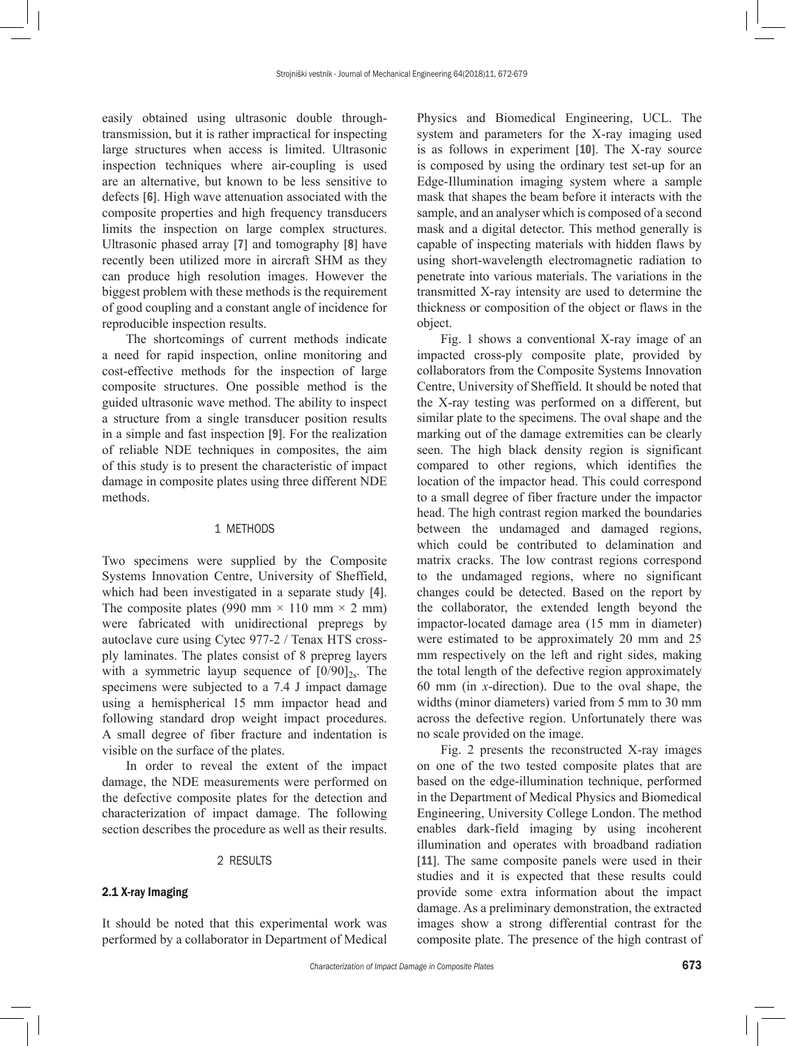easily obtained using ultrasonic double through-transmission, but it is rather impractical for inspecting large structures when access is limited. Ultrasonic inspection techniques where air-coupling is used are an alternative, but known to be less sensitive to defects [6]. High wave attenuation associated with the composite properties and high frequency transducers limits the inspection on large complex structures. Ultrasonic phased array [7] and tomography [8] have recently been utilized more in aircraft SHM as they can produce high resolution images. However the biggest problem with these methods is the requirement of good coupling and a constant angle of incidence for reproducible inspection results.

The shortcomings of current methods indicate a need for rapid inspection, online monitoring and cost-effective methods for the inspection of large composite structures. One possible method is the guided ultrasonic wave method. The ability to inspect a structure from a single transducer position results in a simple and fast inspection [9]. For the realization of reliable NDE techniques in composites, the aim of this study is to present the characteristic of impact damage in composite plates using three different NDE methods.

## 1 METHODS

Two specimens were supplied by the Composite Systems Innovation Centre, University of Sheffield, which had been investigated in a separate study [4]. The composite plates (990 mm × 110 mm × 2 mm) were fabricated with unidirectional prepregs by autoclave cure using Cytec 977-2 / Tenax HTS cross-ply laminates. The plates consist of 8 prepreg layers with a symmetric layup sequence of $[0/90]_{2s}$. The specimens were subjected to a 7.4 J impact damage using a hemispherical 15 mm impactor head and following standard drop weight impact procedures. A small degree of fiber fracture and indentation is visible on the surface of the plates.

In order to reveal the extent of the impact damage, the NDE measurements were performed on the defective composite plates for the detection and characterization of impact damage. The following section describes the procedure as well as their results.

## 2 RESULTS

### 2.1 X-ray Imaging

It should be noted that this experimental work was performed by a collaborator in Department of Medical Physics and Biomedical Engineering, UCL. The system and parameters for the X-ray imaging used is as follows in experiment [10]. The X-ray source is composed by using the ordinary test set-up for an Edge-Illumination imaging system where a sample mask that shapes the beam before it interacts with the sample, and an analyser which is composed of a second mask and a digital detector. This method generally is capable of inspecting materials with hidden flaws by using short-wavelength electromagnetic radiation to penetrate into various materials. The variations in the transmitted X-ray intensity are used to determine the thickness or composition of the object or flaws in the object.

Fig. 1 shows a conventional X-ray image of an impacted cross-ply composite plate, provided by collaborators from the Composite Systems Innovation Centre, University of Sheffield. It should be noted that the X-ray testing was performed on a different, but similar plate to the specimens. The oval shape and the marking out of the damage extremities can be clearly seen. The high black density region is significant compared to other regions, which identifies the location of the impactor head. This could correspond to a small degree of fiber fracture under the impactor head. The high contrast region marked the boundaries between the undamaged and damaged regions, which could be contributed to delamination and matrix cracks. The low contrast regions correspond to the undamaged regions, where no significant changes could be detected. Based on the report by the collaborator, the extended length beyond the impactor-located damage area (15 mm in diameter) were estimated to be approximately 20 mm and 25 mm respectively on the left and right sides, making the total length of the defective region approximately 60 mm (in *x*-direction). Due to the oval shape, the widths (minor diameters) varied from 5 mm to 30 mm across the defective region. Unfortunately there was no scale provided on the image.

Fig. 2 presents the reconstructed X-ray images on one of the two tested composite plates that are based on the edge-illumination technique, performed in the Department of Medical Physics and Biomedical Engineering, University College London. The method enables dark-field imaging by using incoherent illumination and operates with broadband radiation [11]. The same composite panels were used in their studies and it is expected that these results could provide some extra information about the impact damage. As a preliminary demonstration, the extracted images show a strong differential contrast for the composite plate. The presence of the high contrast of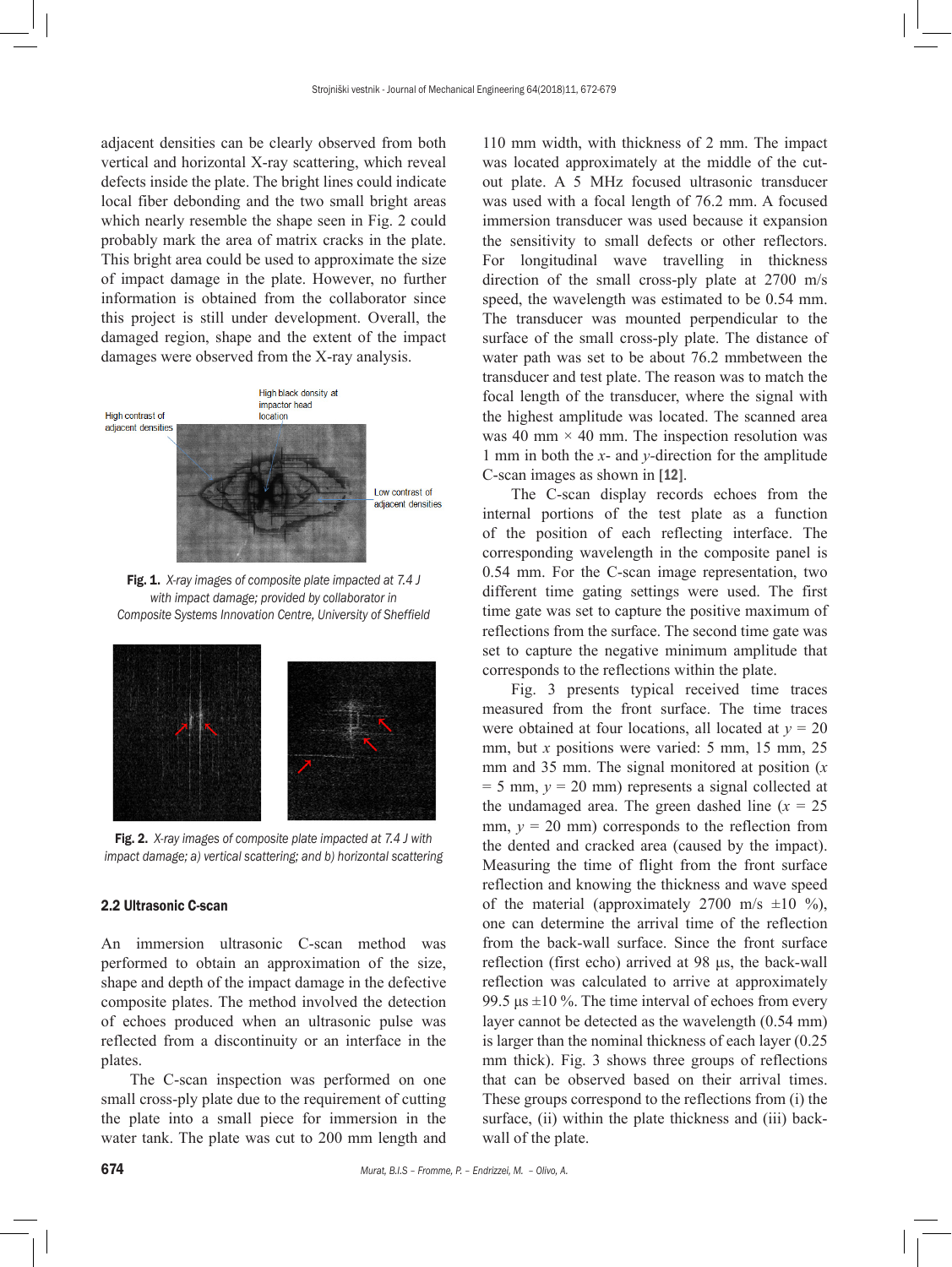adjacent densities can be clearly observed from both vertical and horizontal X-ray scattering, which reveal defects inside the plate. The bright lines could indicate local fiber debonding and the two small bright areas which nearly resemble the shape seen in Fig. 2 could probably mark the area of matrix cracks in the plate. This bright area could be used to approximate the size of impact damage in the plate. However, no further information is obtained from the collaborator since this project is still under development. Overall, the damaged region, shape and the extent of the impact damages were observed from the X-ray analysis.

**Fig. 1.** *X-ray images of composite plate impacted at 7.4 J with impact damage; provided by collaborator in Composite Systems Innovation Centre, University of Sheffield*

**Fig. 2.** *X-ray images of composite plate impacted at 7.4 J with impact damage; a) vertical scattering; and b) horizontal scattering*

### 2.2 Ultrasonic C-scan

An immersion ultrasonic C-scan method was performed to obtain an approximation of the size, shape and depth of the impact damage in the defective composite plates. The method involved the detection of echoes produced when an ultrasonic pulse was reflected from a discontinuity or an interface in the plates.

The C-scan inspection was performed on one small cross-ply plate due to the requirement of cutting the plate into a small piece for immersion in the water tank. The plate was cut to 200 mm length and 110 mm width, with thickness of 2 mm. The impact was located approximately at the middle of the cut-out plate. A 5 MHz focused ultrasonic transducer was used with a focal length of 76.2 mm. A focused immersion transducer was used because it expansion the sensitivity to small defects or other reflectors. For longitudinal wave travelling in thickness direction of the small cross-ply plate at 2700 m/s speed, the wavelength was estimated to be 0.54 mm. The transducer was mounted perpendicular to the surface of the small cross-ply plate. The distance of water path was set to be about 76.2 mmbetween the transducer and test plate. The reason was to match the focal length of the transducer, where the signal with the highest amplitude was located. The scanned area was 40 mm × 40 mm. The inspection resolution was 1 mm in both the *x*- and *y*-direction for the amplitude C-scan images as shown in [**12**].

The C-scan display records echoes from the internal portions of the test plate as a function of the position of each reflecting interface. The corresponding wavelength in the composite panel is 0.54 mm. For the C-scan image representation, two different time gating settings were used. The first time gate was set to capture the positive maximum of reflections from the surface. The second time gate was set to capture the negative minimum amplitude that corresponds to the reflections within the plate.

Fig. 3 presents typical received time traces measured from the front surface. The time traces were obtained at four locations, all located at $y = 20$ mm, but $x$ positions were varied: 5 mm, 15 mm, 25 mm and 35 mm. The signal monitored at position ($x = 5$ mm, $y = 20$ mm) represents a signal collected at the undamaged area. The green dashed line ($x = 25$ mm, $y = 20$ mm) corresponds to the reflection from the dented and cracked area (caused by the impact). Measuring the time of flight from the front surface reflection and knowing the thickness and wave speed of the material (approximately 2700 m/s ±10 %), one can determine the arrival time of the reflection from the back-wall surface. Since the front surface reflection (first echo) arrived at 98 µs, the back-wall reflection was calculated to arrive at approximately 99.5 µs ±10 %. The time interval of echoes from every layer cannot be detected as the wavelength (0.54 mm) is larger than the nominal thickness of each layer (0.25 mm thick). Fig. 3 shows three groups of reflections that can be observed based on their arrival times. These groups correspond to the reflections from (i) the surface, (ii) within the plate thickness and (iii) back-wall of the plate.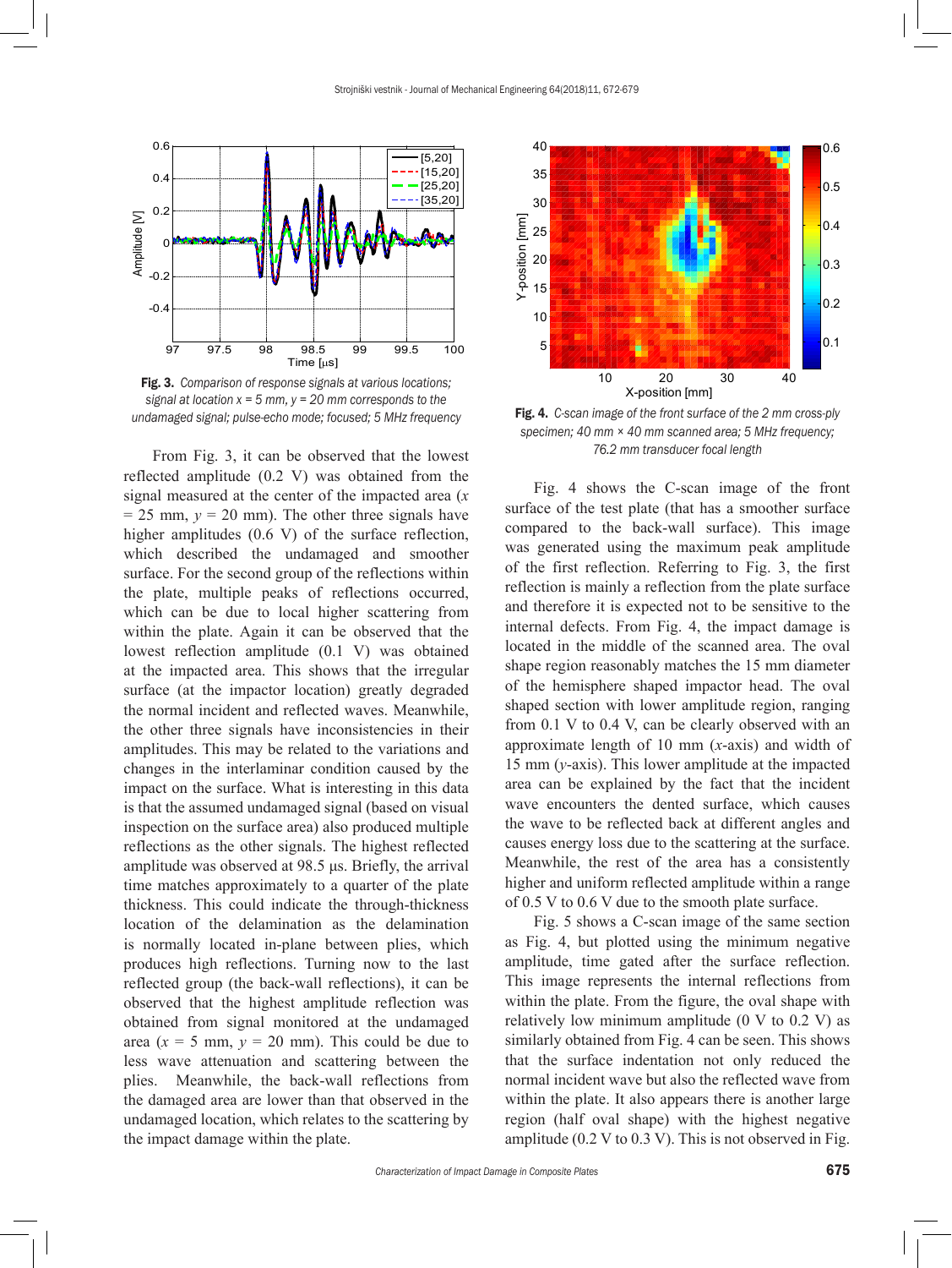**Fig. 3.** *Comparison of response signals at various locations; signal at location x = 5 mm, y = 20 mm corresponds to the undamaged signal; pulse-echo mode; focused; 5 MHz frequency*

From Fig. 3, it can be observed that the lowest reflected amplitude (0.2 V) was obtained from the signal measured at the center of the impacted area ($x$ = 25 mm, $y$ = 20 mm). The other three signals have higher amplitudes (0.6 V) of the surface reflection, which described the undamaged and smoother surface. For the second group of the reflections within the plate, multiple peaks of reflections occurred, which can be due to local higher scattering from within the plate. Again it can be observed that the lowest reflection amplitude (0.1 V) was obtained at the impacted area. This shows that the irregular surface (at the impactor location) greatly degraded the normal incident and reflected waves. Meanwhile, the other three signals have inconsistencies in their amplitudes. This may be related to the variations and changes in the interlaminar condition caused by the impact on the surface. What is interesting in this data is that the assumed undamaged signal (based on visual inspection on the surface area) also produced multiple reflections as the other signals. The highest reflected amplitude was observed at 98.5 µs. Briefly, the arrival time matches approximately to a quarter of the plate thickness. This could indicate the through-thickness location of the delamination as the delamination is normally located in-plane between plies, which produces high reflections. Turning now to the last reflected group (the back-wall reflections), it can be observed that the highest amplitude reflection was obtained from signal monitored at the undamaged area ($x$ = 5 mm, $y$ = 20 mm). This could be due to less wave attenuation and scattering between the plies. Meanwhile, the back-wall reflections from the damaged area are lower than that observed in the undamaged location, which relates to the scattering by the impact damage within the plate.

**Fig. 4.** *C-scan image of the front surface of the 2 mm cross-ply specimen; 40 mm × 40 mm scanned area; 5 MHz frequency; 76.2 mm transducer focal length*

Fig. 4 shows the C-scan image of the front surface of the test plate (that has a smoother surface compared to the back-wall surface). This image was generated using the maximum peak amplitude of the first reflection. Referring to Fig. 3, the first reflection is mainly a reflection from the plate surface and therefore it is expected not to be sensitive to the internal defects. From Fig. 4, the impact damage is located in the middle of the scanned area. The oval shape region reasonably matches the 15 mm diameter of the hemisphere shaped impactor head. The oval shaped section with lower amplitude region, ranging from 0.1 V to 0.4 V, can be clearly observed with an approximate length of 10 mm ($x$-axis) and width of 15 mm ($y$-axis). This lower amplitude at the impacted area can be explained by the fact that the incident wave encounters the dented surface, which causes the wave to be reflected back at different angles and causes energy loss due to the scattering at the surface. Meanwhile, the rest of the area has a consistently higher and uniform reflected amplitude within a range of 0.5 V to 0.6 V due to the smooth plate surface.

Fig. 5 shows a C-scan image of the same section as Fig. 4, but plotted using the minimum negative amplitude, time gated after the surface reflection. This image represents the internal reflections from within the plate. From the figure, the oval shape with relatively low minimum amplitude (0 V to 0.2 V) as similarly obtained from Fig. 4 can be seen. This shows that the surface indentation not only reduced the normal incident wave but also the reflected wave from within the plate. It also appears there is another large region (half oval shape) with the highest negative amplitude (0.2 V to 0.3 V). This is not observed in Fig.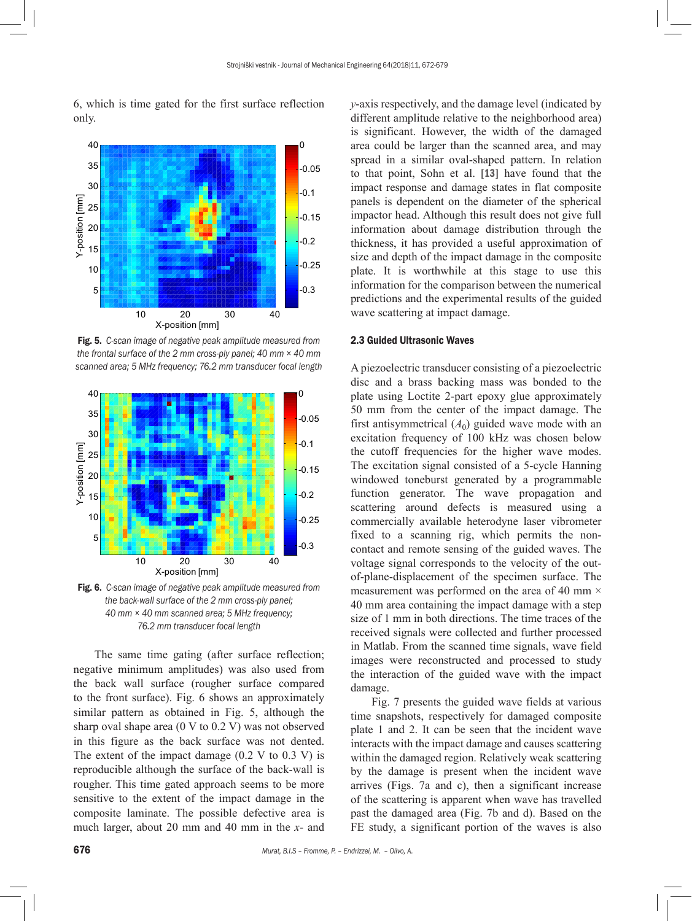6, which is time gated for the first surface reflection only.

**Fig. 5.** *C-scan image of negative peak amplitude measured from the frontal surface of the 2 mm cross-ply panel; 40 mm × 40 mm scanned area; 5 MHz frequency; 76.2 mm transducer focal length*

**Fig. 6.** *C-scan image of negative peak amplitude measured from the back-wall surface of the 2 mm cross-ply panel; 40 mm × 40 mm scanned area; 5 MHz frequency; 76.2 mm transducer focal length*

The same time gating (after surface reflection; negative minimum amplitudes) was also used from the back wall surface (rougher surface compared to the front surface). Fig. 6 shows an approximately similar pattern as obtained in Fig. 5, although the sharp oval shape area (0 V to 0.2 V) was not observed in this figure as the back surface was not dented. The extent of the impact damage (0.2 V to 0.3 V) is reproducible although the surface of the back-wall is rougher. This time gated approach seems to be more sensitive to the extent of the impact damage in the composite laminate. The possible defective area is much larger, about 20 mm and 40 mm in the *x*- and *y*-axis respectively, and the damage level (indicated by different amplitude relative to the neighborhood area) is significant. However, the width of the damaged area could be larger than the scanned area, and may spread in a similar oval-shaped pattern. In relation to that point, Sohn et al. [13] have found that the impact response and damage states in flat composite panels is dependent on the diameter of the spherical impactor head. Although this result does not give full information about damage distribution through the thickness, it has provided a useful approximation of size and depth of the impact damage in the composite plate. It is worthwhile at this stage to use this information for the comparison between the numerical predictions and the experimental results of the guided wave scattering at impact damage.

### 2.3 Guided Ultrasonic Waves

A piezoelectric transducer consisting of a piezoelectric disc and a brass backing mass was bonded to the plate using Loctite 2-part epoxy glue approximately 50 mm from the center of the impact damage. The first antisymmetrical ($A_0$) guided wave mode with an excitation frequency of 100 kHz was chosen below the cutoff frequencies for the higher wave modes. The excitation signal consisted of a 5-cycle Hanning windowed toneburst generated by a programmable function generator. The wave propagation and scattering around defects is measured using a commercially available heterodyne laser vibrometer fixed to a scanning rig, which permits the non-contact and remote sensing of the guided waves. The voltage signal corresponds to the velocity of the out-of-plane-displacement of the specimen surface. The measurement was performed on the area of 40 mm × 40 mm area containing the impact damage with a step size of 1 mm in both directions. The time traces of the received signals were collected and further processed in Matlab. From the scanned time signals, wave field images were reconstructed and processed to study the interaction of the guided wave with the impact damage.

Fig. 7 presents the guided wave fields at various time snapshots, respectively for damaged composite plate 1 and 2. It can be seen that the incident wave interacts with the impact damage and causes scattering within the damaged region. Relatively weak scattering by the damage is present when the incident wave arrives (Figs. 7a and c), then a significant increase of the scattering is apparent when wave has travelled past the damaged area (Fig. 7b and d). Based on the FE study, a significant portion of the waves is also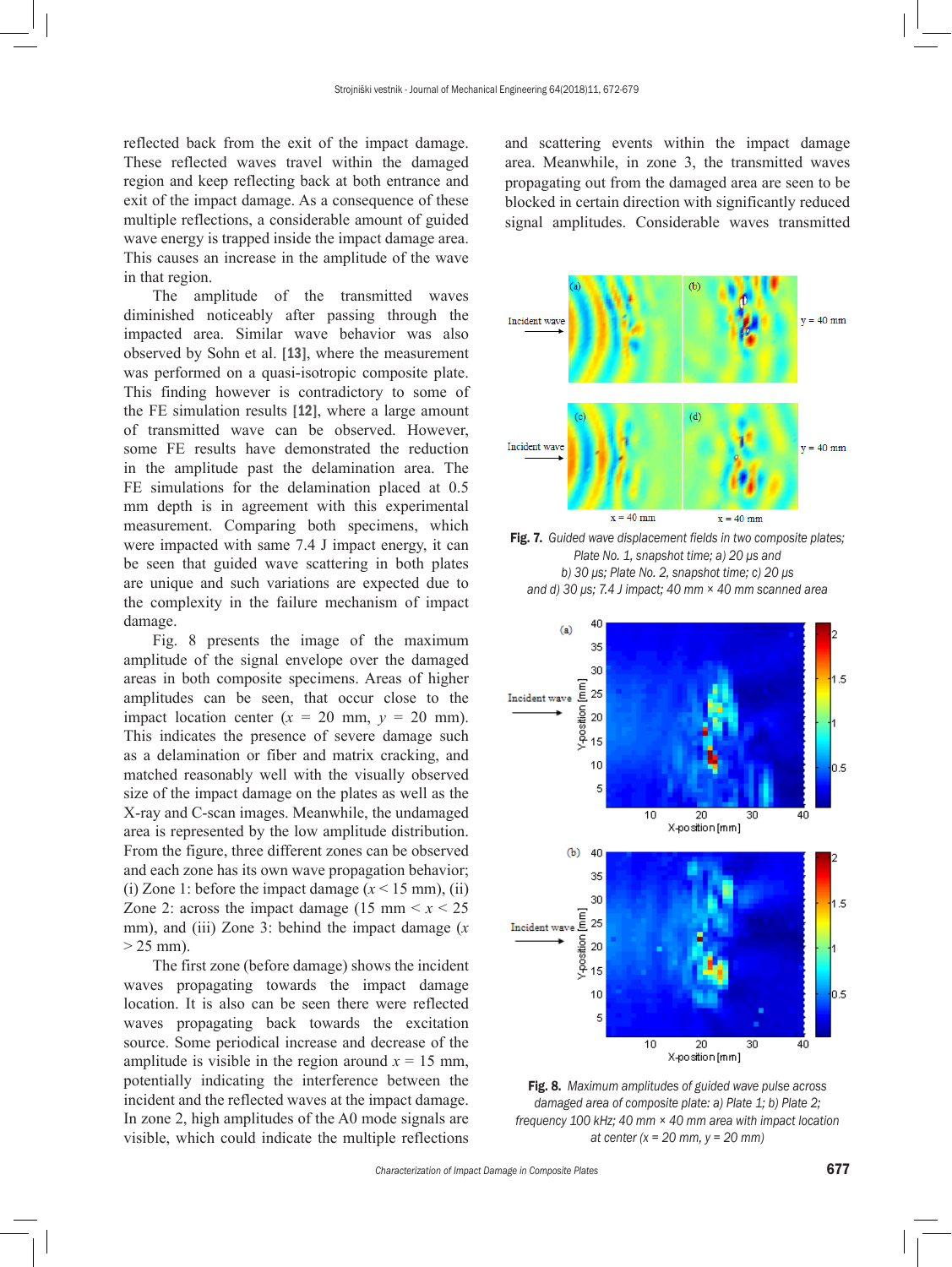reflected back from the exit of the impact damage. These reflected waves travel within the damaged region and keep reflecting back at both entrance and exit of the impact damage. As a consequence of these multiple reflections, a considerable amount of guided wave energy is trapped inside the impact damage area. This causes an increase in the amplitude of the wave in that region.

The amplitude of the transmitted waves diminished noticeably after passing through the impacted area. Similar wave behavior was also observed by Sohn et al. [13], where the measurement was performed on a quasi-isotropic composite plate. This finding however is contradictory to some of the FE simulation results [12], where a large amount of transmitted wave can be observed. However, some FE results have demonstrated the reduction in the amplitude past the delamination area. The FE simulations for the delamination placed at 0.5 mm depth is in agreement with this experimental measurement. Comparing both specimens, which were impacted with same 7.4 J impact energy, it can be seen that guided wave scattering in both plates are unique and such variations are expected due to the complexity in the failure mechanism of impact damage.

Fig. 8 presents the image of the maximum amplitude of the signal envelope over the damaged areas in both composite specimens. Areas of higher amplitudes can be seen, that occur close to the impact location center ($x$ = 20 mm, $y$ = 20 mm). This indicates the presence of severe damage such as a delamination or fiber and matrix cracking, and matched reasonably well with the visually observed size of the impact damage on the plates as well as the X-ray and C-scan images. Meanwhile, the undamaged area is represented by the low amplitude distribution. From the figure, three different zones can be observed and each zone has its own wave propagation behavior; (i) Zone 1: before the impact damage ($x$ < 15 mm), (ii) Zone 2: across the impact damage (15 mm < $x$ < 25 mm), and (iii) Zone 3: behind the impact damage ($x$ > 25 mm).

The first zone (before damage) shows the incident waves propagating towards the impact damage location. It is also can be seen there were reflected waves propagating back towards the excitation source. Some periodical increase and decrease of the amplitude is visible in the region around $x$ = 15 mm, potentially indicating the interference between the incident and the reflected waves at the impact damage. In zone 2, high amplitudes of the A0 mode signals are visible, which could indicate the multiple reflections and scattering events within the impact damage area. Meanwhile, in zone 3, the transmitted waves propagating out from the damaged area are seen to be blocked in certain direction with significantly reduced signal amplitudes. Considerable waves transmitted

**Fig. 7.** *Guided wave displacement fields in two composite plates; Plate No. 1, snapshot time; a) 20 μs and b) 30 μs; Plate No. 2, snapshot time; c) 20 μs and d) 30 μs; 7.4 J impact; 40 mm × 40 mm scanned area*

**Fig. 8.** *Maximum amplitudes of guided wave pulse across damaged area of composite plate: a) Plate 1; b) Plate 2; frequency 100 kHz; 40 mm × 40 mm area with impact location at center (x = 20 mm, y = 20 mm)*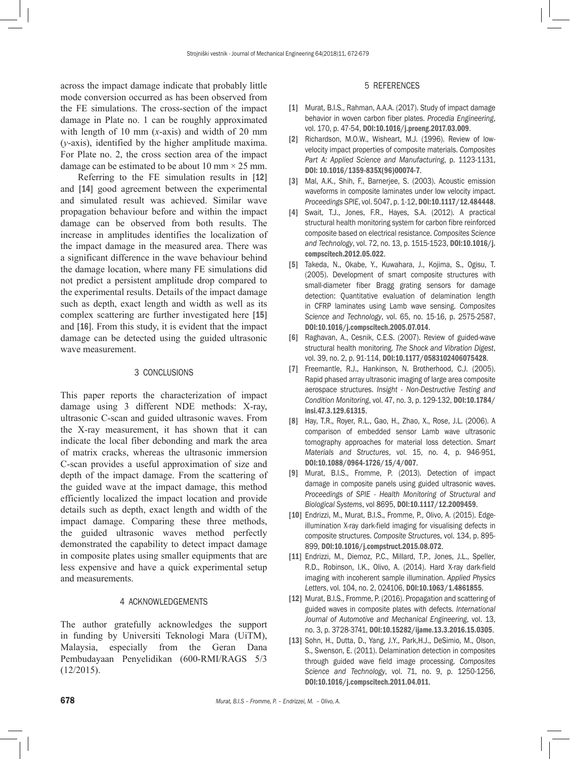across the impact damage indicate that probably little mode conversion occurred as has been observed from the FE simulations. The cross-section of the impact damage in Plate no. 1 can be roughly approximated with length of 10 mm ($x$-axis) and width of 20 mm ($y$-axis), identified by the higher amplitude maxima. For Plate no. 2, the cross section area of the impact damage can be estimated to be about 10 mm × 25 mm.

Referring to the FE simulation results in [12] and [14] good agreement between the experimental and simulated result was achieved. Similar wave propagation behaviour before and within the impact damage can be observed from both results. The increase in amplitudes identifies the localization of the impact damage in the measured area. There was a significant difference in the wave behaviour behind the damage location, where many FE simulations did not predict a persistent amplitude drop compared to the experimental results. Details of the impact damage such as depth, exact length and width as well as its complex scattering are further investigated here [15] and [16]. From this study, it is evident that the impact damage can be detected using the guided ultrasonic wave measurement.

## 3 CONCLUSIONS

This paper reports the characterization of impact damage using 3 different NDE methods: X-ray, ultrasonic C-scan and guided ultrasonic waves. From the X-ray measurement, it has shown that it can indicate the local fiber debonding and mark the area of matrix cracks, whereas the ultrasonic immersion C-scan provides a useful approximation of size and depth of the impact damage. From the scattering of the guided wave at the impact damage, this method efficiently localized the impact location and provide details such as depth, exact length and width of the impact damage. Comparing these three methods, the guided ultrasonic waves method perfectly demonstrated the capability to detect impact damage in composite plates using smaller equipments that are less expensive and have a quick experimental setup and measurements.

## 4 ACKNOWLEDGEMENTS

The author gratefully acknowledges the support in funding by Universiti Teknologi Mara (UiTM), Malaysia, especially from the Geran Dana Pembudayaan Penyelidikan (600-RMI/RAGS 5/3 (12/2015).

## 5 REFERENCES

[1] Murat, B.I.S., Rahman, A.A.A. (2017). Study of impact damage behavior in woven carbon fiber plates. *Procedia Engineering*, vol. 170, p. 47-54, **DOI:10.1016/j.proeng.2017.03.009**.

[2] Richardson, M.O.W., Wisheart, M.J. (1996). Review of low-velocity impact properties of composite materials. *Composites Part A: Applied Science and Manufacturing*, p. 1123-1131, **DOI: 10.1016/1359-835X(96)00074-7**.

[3] Mal, A.K., Shih, F., Barnerjee, S. (2003). Acoustic emission waveforms in composite laminates under low velocity impact. *Proceedings SPIE*, vol. 5047, p. 1-12, **DOI:10.1117/12.484448**.

[4] Swait, T.J., Jones, F.R., Hayes, S.A. (2012). A practical structural health monitoring system for carbon fibre reinforced composite based on electrical resistance. *Composites Science and Technology*, vol. 72, no. 13, p. 1515-1523, **DOI:10.1016/j.compscitech.2012.05.022**.

[5] Takeda, N., Okabe, Y., Kuwahara, J., Kojima, S., Ogisu, T. (2005). Development of smart composite structures with small-diameter fiber Bragg grating sensors for damage detection: Quantitative evaluation of delamination length in CFRP laminates using Lamb wave sensing. *Composites Science and Technology*, vol. 65, no. 15-16, p. 2575-2587, **DOI:10.1016/j.compscitech.2005.07.014**.

[6] Raghavan, A., Cesnik, C.E.S. (2007). Review of guided-wave structural health monitoring. *The Shock and Vibration Digest*, vol. 39, no. 2, p. 91-114, **DOI:10.1177/0583102406075428**.

[7] Freemantle, R.J., Hankinson, N. Brotherhood, C.J. (2005). Rapid phased array ultrasonic imaging of large area composite aerospace structures. *Insight - Non-Destructive Testing and Condition Monitoring*, vol. 47, no. 3, p. 129-132, **DOI:10.1784/insi.47.3.129.61315**.

[8] Hay, T.R., Royer, R.L., Gao, H., Zhao, X., Rose, J.L. (2006). A comparison of embedded sensor Lamb wave ultrasonic tomography approaches for material loss detection. *Smart Materials and Structures*, vol. 15, no. 4, p. 946-951, **DOI:10.1088/0964-1726/15/4/007**.

[9] Murat, B.I.S., Fromme, P. (2013). Detection of impact damage in composite panels using guided ultrasonic waves. *Proceedings of SPIE - Health Monitoring of Structural and Biological Systems*, vol 8695, **DOI:10.1117/12.2009459**.

[10] Endrizzi, M., Murat, B.I.S., Fromme, P., Olivo, A. (2015). Edge-illumination X-ray dark-field imaging for visualising defects in composite structures. *Composite Structures*, vol. 134, p. 895-899, **DOI:10.1016/j.compstruct.2015.08.072**.

[11] Endrizzi, M., Diemoz, P.C., Millard, T.P., Jones, J.L., Speller, R.D., Robinson, I.K., Olivo, A. (2014). Hard X-ray dark-field imaging with incoherent sample illumination. *Applied Physics Letters*, vol. 104, no. 2, 024106, **DOI:10.1063/1.4861855**.

[12] Murat, B.I.S., Fromme, P. (2016). Propagation and scattering of guided waves in composite plates with defects. *International Journal of Automotive and Mechanical Engineering*, vol. 13, no. 3, p. 3728-3741, **DOI:10.15282/ijame.13.3.2016.15.0305**.

[13] Sohn, H., Dutta, D., Yang, J.Y., Park,H.J., DeSimio, M., Olson, S., Swenson, E. (2011). Delamination detection in composites through guided wave field image processing. *Composites Science and Technology*, vol. 71, no. 9, p. 1250-1256, **DOI:10.1016/j.compscitech.2011.04.011**.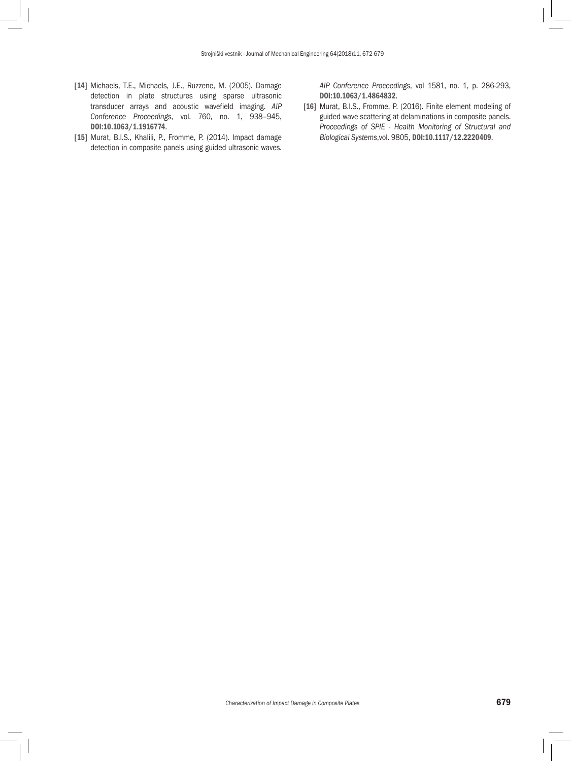[14] Michaels, T.E., Michaels, J.E., Ruzzene, M. (2005). Damage detection in plate structures using sparse ultrasonic transducer arrays and acoustic wavefield imaging. *AIP Conference Proceedings*, vol. 760, no. 1, 938–945, **DOI:10.1063/1.1916774**.

[15] Murat, B.I.S., Khalili, P., Fromme, P. (2014). Impact damage detection in composite panels using guided ultrasonic waves. *AIP Conference Proceedings*, vol 1581, no. 1, p. 286-293, **DOI:10.1063/1.4864832**.

[16] Murat, B.I.S., Fromme, P. (2016). Finite element modeling of guided wave scattering at delaminations in composite panels. *Proceedings of SPIE - Health Monitoring of Structural and Biological Systems*,vol. 9805, **DOI:10.1117/12.2220409**.